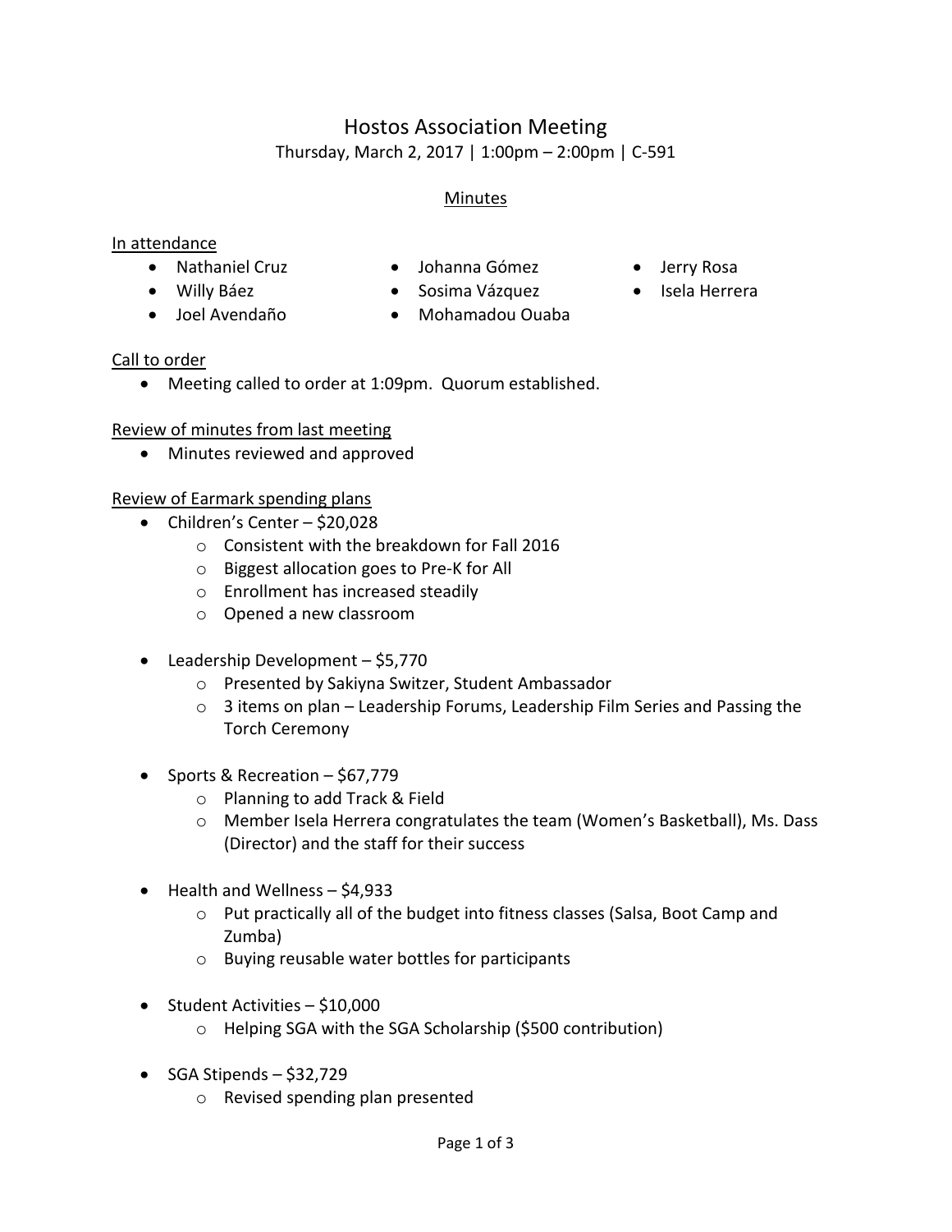# Hostos Association Meeting

Thursday, March 2, 2017 | 1:00pm – 2:00pm | C-591

## Minutes

### In attendance

- Nathaniel Cruz
- Willy Báez
- Joel Avendaño
- Johanna Gómez
- Sosima Vázquez
- Mohamadou Ouaba
- Jerry Rosa
- Isela Herrera

### Call to order

- Meeting called to order at 1:09pm. Quorum established.

### Review of minutes from last meeting

- Minutes reviewed and approved

### Review of Earmark spending plans

- Children's Center – $20,028
    - Consistent with the breakdown for Fall 2016
    - Biggest allocation goes to Pre-K for All
    - Enrollment has increased steadily
    - Opened a new classroom

- Leadership Development – $5,770
    - Presented by Sakiyna Switzer, Student Ambassador
    - 3 items on plan – Leadership Forums, Leadership Film Series and Passing the Torch Ceremony

- Sports & Recreation – $67,779
    - Planning to add Track & Field
    - Member Isela Herrera congratulates the team (Women's Basketball), Ms. Dass (Director) and the staff for their success

- Health and Wellness – $4,933
    - Put practically all of the budget into fitness classes (Salsa, Boot Camp and Zumba)
    - Buying reusable water bottles for participants

- Student Activities – $10,000
    - Helping SGA with the SGA Scholarship ($500 contribution)

- SGA Stipends – $32,729
    - Revised spending plan presented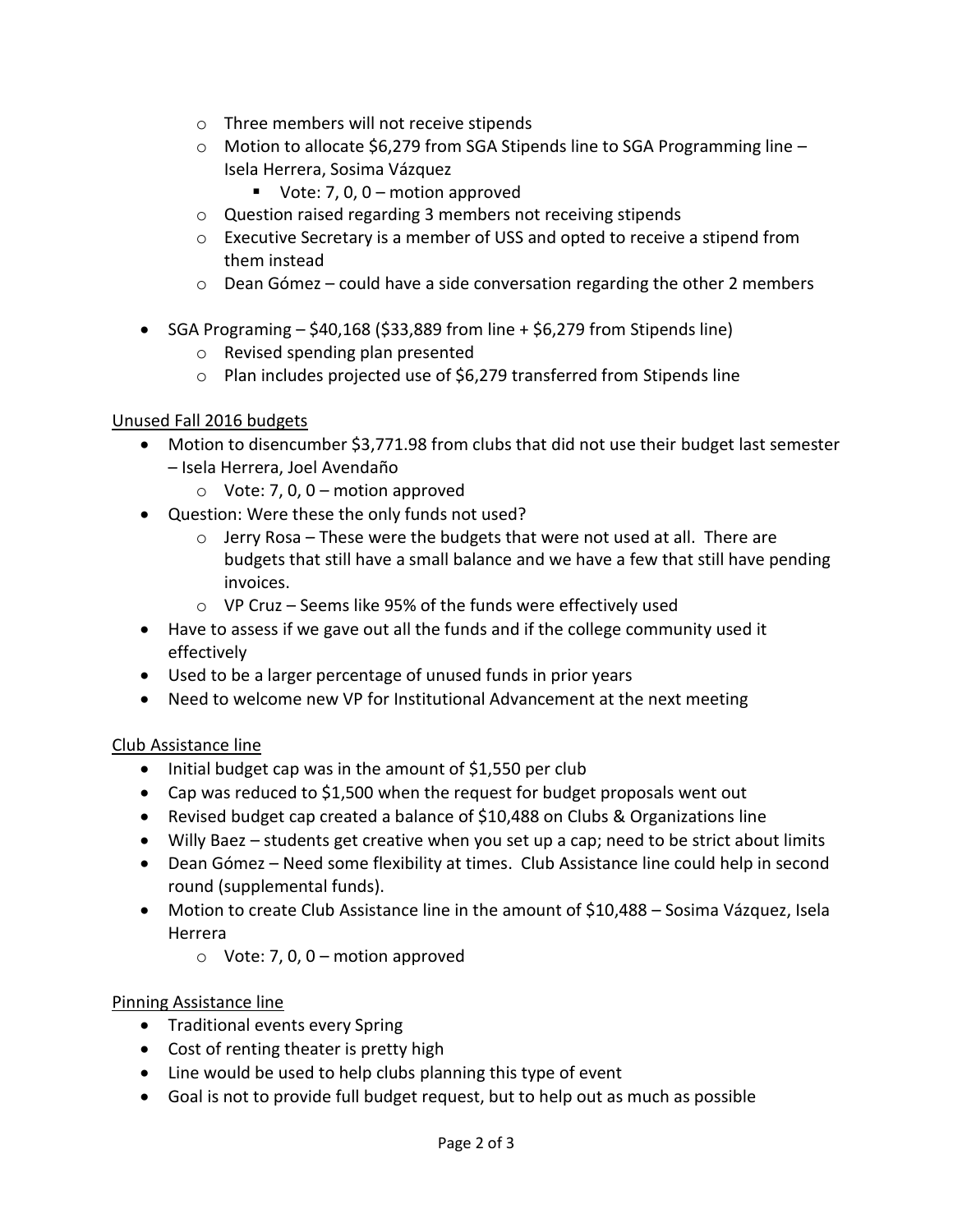- Three members will not receive stipends
  - Motion to allocate $6,279 from SGA Stipends line to SGA Programming line – Isela Herrera, Sosima Vázquez
    - Vote: 7, 0, 0 – motion approved
  - Question raised regarding 3 members not receiving stipends
  - Executive Secretary is a member of USS and opted to receive a stipend from them instead
  - Dean Gómez – could have a side conversation regarding the other 2 members

- SGA Programing – $40,168 ($33,889 from line + $6,279 from Stipends line)
  - Revised spending plan presented
  - Plan includes projected use of $6,279 transferred from Stipends line

<u>Unused Fall 2016 budgets</u>

- Motion to disencumber $3,771.98 from clubs that did not use their budget last semester – Isela Herrera, Joel Avendaño
  - Vote: 7, 0, 0 – motion approved
- Question: Were these the only funds not used?
  - Jerry Rosa – These were the budgets that were not used at all. There are budgets that still have a small balance and we have a few that still have pending invoices.
  - VP Cruz – Seems like 95% of the funds were effectively used
- Have to assess if we gave out all the funds and if the college community used it effectively
- Used to be a larger percentage of unused funds in prior years
- Need to welcome new VP for Institutional Advancement at the next meeting

<u>Club Assistance line</u>

- Initial budget cap was in the amount of $1,550 per club
- Cap was reduced to $1,500 when the request for budget proposals went out
- Revised budget cap created a balance of $10,488 on Clubs & Organizations line
- Willy Baez – students get creative when you set up a cap; need to be strict about limits
- Dean Gómez – Need some flexibility at times. Club Assistance line could help in second round (supplemental funds).
- Motion to create Club Assistance line in the amount of $10,488 – Sosima Vázquez, Isela Herrera
  - Vote: 7, 0, 0 – motion approved

<u>Pinning Assistance line</u>

- Traditional events every Spring
- Cost of renting theater is pretty high
- Line would be used to help clubs planning this type of event
- Goal is not to provide full budget request, but to help out as much as possible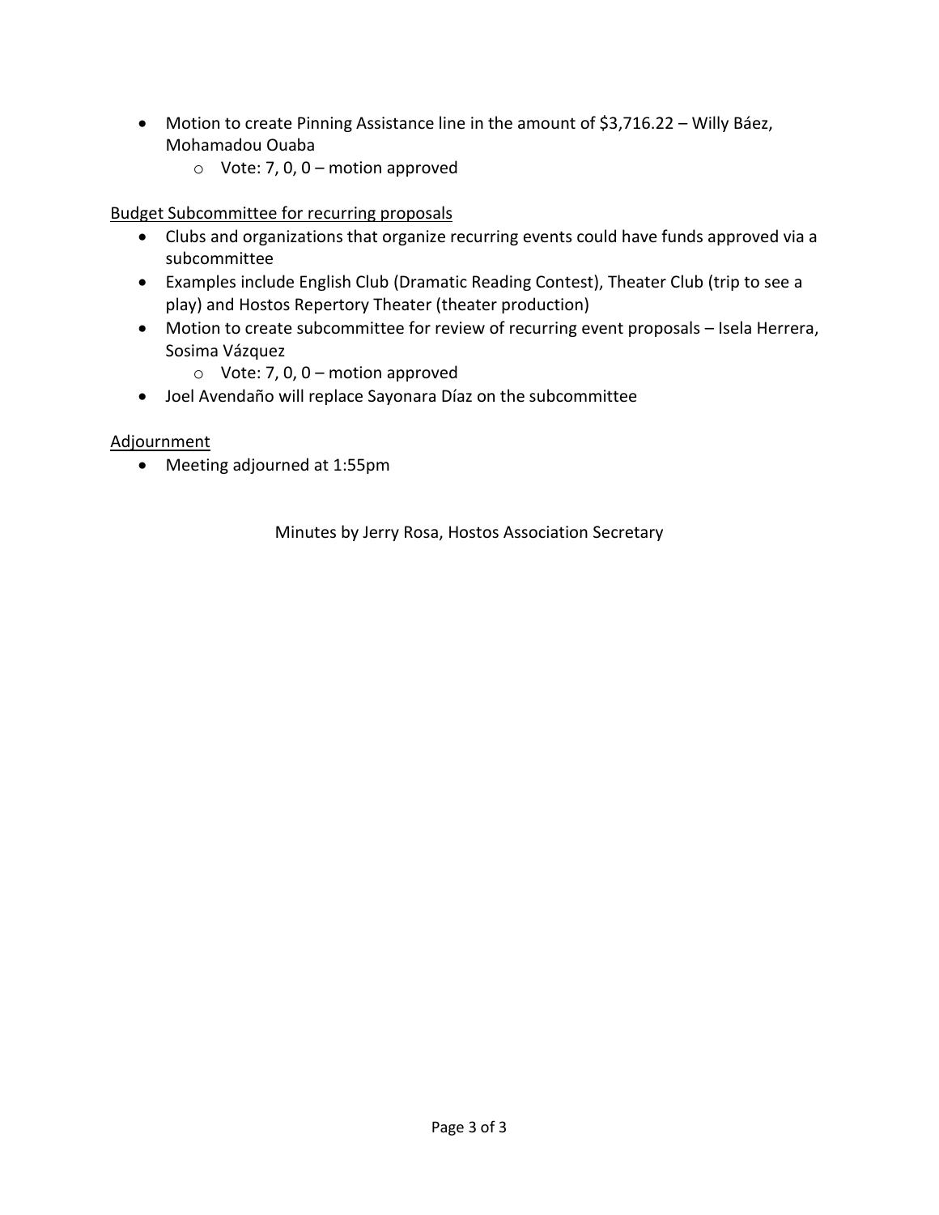- Motion to create Pinning Assistance line in the amount of $3,716.22 – Willy Báez, Mohamadou Ouaba
  - Vote: 7, 0, 0 – motion approved

Budget Subcommittee for recurring proposals

- Clubs and organizations that organize recurring events could have funds approved via a subcommittee
- Examples include English Club (Dramatic Reading Contest), Theater Club (trip to see a play) and Hostos Repertory Theater (theater production)
- Motion to create subcommittee for review of recurring event proposals – Isela Herrera, Sosima Vázquez
  - Vote: 7, 0, 0 – motion approved
- Joel Avendaño will replace Sayonara Díaz on the subcommittee

Adjournment

- Meeting adjourned at 1:55pm

Minutes by Jerry Rosa, Hostos Association Secretary